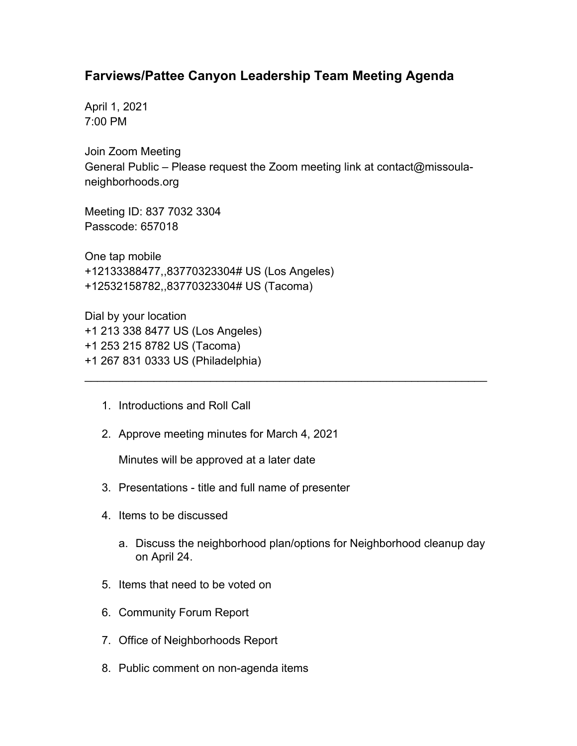# Farviews/Pattee Canyon Leadership Team Meeting Agenda

April 1, 2021
7:00 PM

Join Zoom Meeting
General Public – Please request the Zoom meeting link at contact@missoula-neighborhoods.org

Meeting ID: 837 7032 3304
Passcode: 657018

One tap mobile
+12133388477,,83770323304# US (Los Angeles)
+12532158782,,83770323304# US (Tacoma)

Dial by your location
+1 213 338 8477 US (Los Angeles)
+1 253 215 8782 US (Tacoma)
+1 267 831 0333 US (Philadelphia)

---

1. Introductions and Roll Call
2. Approve meeting minutes for March 4, 2021

   Minutes will be approved at a later date

3. Presentations - title and full name of presenter
4. Items to be discussed
   a. Discuss the neighborhood plan/options for Neighborhood cleanup day on April 24.
5. Items that need to be voted on
6. Community Forum Report
7. Office of Neighborhoods Report
8. Public comment on non-agenda items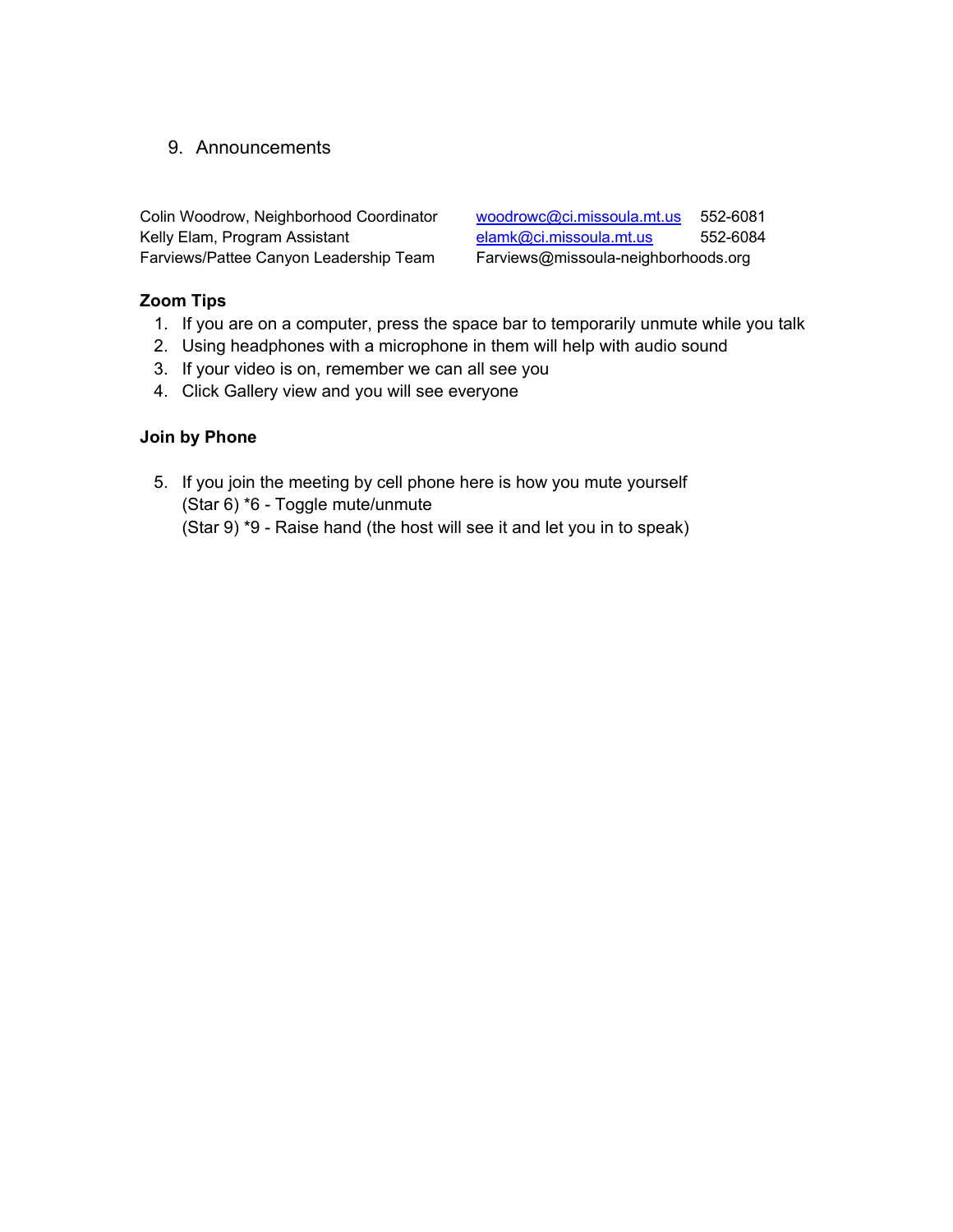9. Announcements

| | | |
|---|---|---|
| Colin Woodrow, Neighborhood Coordinator | woodrowc@ci.missoula.mt.us | 552-6081 |
| Kelly Elam, Program Assistant | elamk@ci.missoula.mt.us | 552-6084 |
| Farviews/Pattee Canyon Leadership Team | Farviews@missoula-neighborhoods.org | |

**Zoom Tips**

1. If you are on a computer, press the space bar to temporarily unmute while you talk
2. Using headphones with a microphone in them will help with audio sound
3. If your video is on, remember we can all see you
4. Click Gallery view and you will see everyone

**Join by Phone**

5. If you join the meeting by cell phone here is how you mute yourself
   (Star 6) *6 - Toggle mute/unmute
   (Star 9) *9 - Raise hand (the host will see it and let you in to speak)